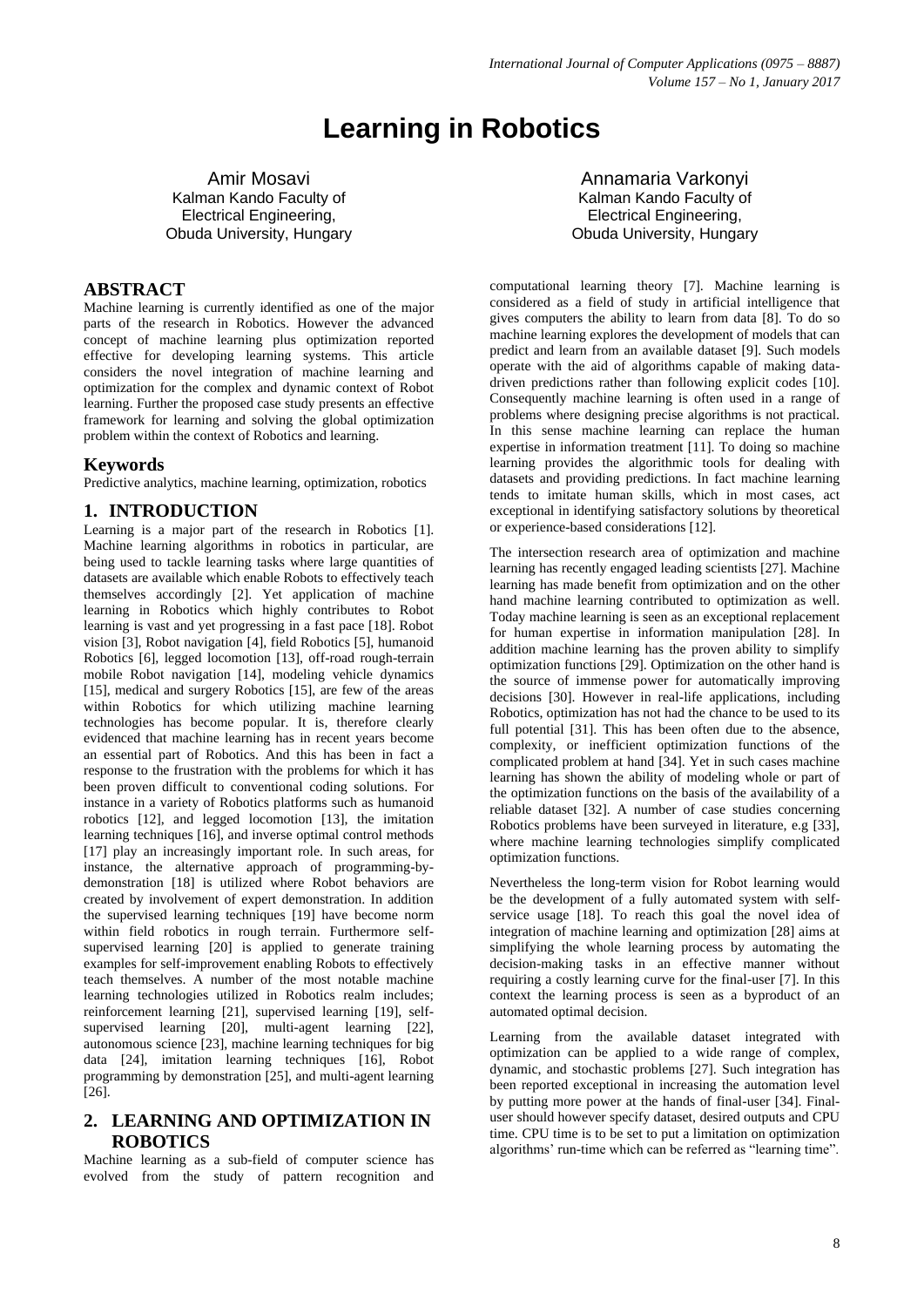# Learning in Robotics

Amir Mosavi
Kalman Kando Faculty of Electrical Engineering,
Obuda University, Hungary

Annamaria Varkonyi
Kalman Kando Faculty of Electrical Engineering,
Obuda University, Hungary

## ABSTRACT

Machine learning is currently identified as one of the major parts of the research in Robotics. However the advanced concept of machine learning plus optimization reported effective for developing learning systems. This article considers the novel integration of machine learning and optimization for the complex and dynamic context of Robot learning. Further the proposed case study presents an effective framework for learning and solving the global optimization problem within the context of Robotics and learning.

### Keywords

Predictive analytics, machine learning, optimization, robotics

## 1. INTRODUCTION

Learning is a major part of the research in Robotics [1]. Machine learning algorithms in robotics in particular, are being used to tackle learning tasks where large quantities of datasets are available which enable Robots to effectively teach themselves accordingly [2]. Yet application of machine learning in Robotics which highly contributes to Robot learning is vast and yet progressing in a fast pace [18]. Robot vision [3], Robot navigation [4], field Robotics [5], humanoid Robotics [6], legged locomotion [13], off-road rough-terrain mobile Robot navigation [14], modeling vehicle dynamics [15], medical and surgery Robotics [15], are few of the areas within Robotics for which utilizing machine learning technologies has become popular. It is, therefore clearly evidenced that machine learning has in recent years become an essential part of Robotics. And this has been in fact a response to the frustration with the problems for which it has been proven difficult to conventional coding solutions. For instance in a variety of Robotics platforms such as humanoid robotics [12], and legged locomotion [13], the imitation learning techniques [16], and inverse optimal control methods [17] play an increasingly important role. In such areas, for instance, the alternative approach of programming-by-demonstration [18] is utilized where Robot behaviors are created by involvement of expert demonstration. In addition the supervised learning techniques [19] have become norm within field robotics in rough terrain. Furthermore self-supervised learning [20] is applied to generate training examples for self-improvement enabling Robots to effectively teach themselves. A number of the most notable machine learning technologies utilized in Robotics realm includes; reinforcement learning [21], supervised learning [19], self-supervised learning [20], multi-agent learning [22], autonomous science [23], machine learning techniques for big data [24], imitation learning techniques [16], Robot programming by demonstration [25], and multi-agent learning [26].

## 2. LEARNING AND OPTIMIZATION IN ROBOTICS

Machine learning as a sub-field of computer science has evolved from the study of pattern recognition and computational learning theory [7]. Machine learning is considered as a field of study in artificial intelligence that gives computers the ability to learn from data [8]. To do so machine learning explores the development of models that can predict and learn from an available dataset [9]. Such models operate with the aid of algorithms capable of making data-driven predictions rather than following explicit codes [10]. Consequently machine learning is often used in a range of problems where designing precise algorithms is not practical. In this sense machine learning can replace the human expertise in information treatment [11]. To doing so machine learning provides the algorithmic tools for dealing with datasets and providing predictions. In fact machine learning tends to imitate human skills, which in most cases, act exceptional in identifying satisfactory solutions by theoretical or experience-based considerations [12].

The intersection research area of optimization and machine learning has recently engaged leading scientists [27]. Machine learning has made benefit from optimization and on the other hand machine learning contributed to optimization as well. Today machine learning is seen as an exceptional replacement for human expertise in information manipulation [28]. In addition machine learning has the proven ability to simplify optimization functions [29]. Optimization on the other hand is the source of immense power for automatically improving decisions [30]. However in real-life applications, including Robotics, optimization has not had the chance to be used to its full potential [31]. This has been often due to the absence, complexity, or inefficient optimization functions of the complicated problem at hand [34]. Yet in such cases machine learning has shown the ability of modeling whole or part of the optimization functions on the basis of the availability of a reliable dataset [32]. A number of case studies concerning Robotics problems have been surveyed in literature, e.g [33], where machine learning technologies simplify complicated optimization functions.

Nevertheless the long-term vision for Robot learning would be the development of a fully automated system with self-service usage [18]. To reach this goal the novel idea of integration of machine learning and optimization [28] aims at simplifying the whole learning process by automating the decision-making tasks in an effective manner without requiring a costly learning curve for the final-user [7]. In this context the learning process is seen as a byproduct of an automated optimal decision.

Learning from the available dataset integrated with optimization can be applied to a wide range of complex, dynamic, and stochastic problems [27]. Such integration has been reported exceptional in increasing the automation level by putting more power at the hands of final-user [34]. Final-user should however specify dataset, desired outputs and CPU time. CPU time is to be set to put a limitation on optimization algorithms' run-time which can be referred as "learning time".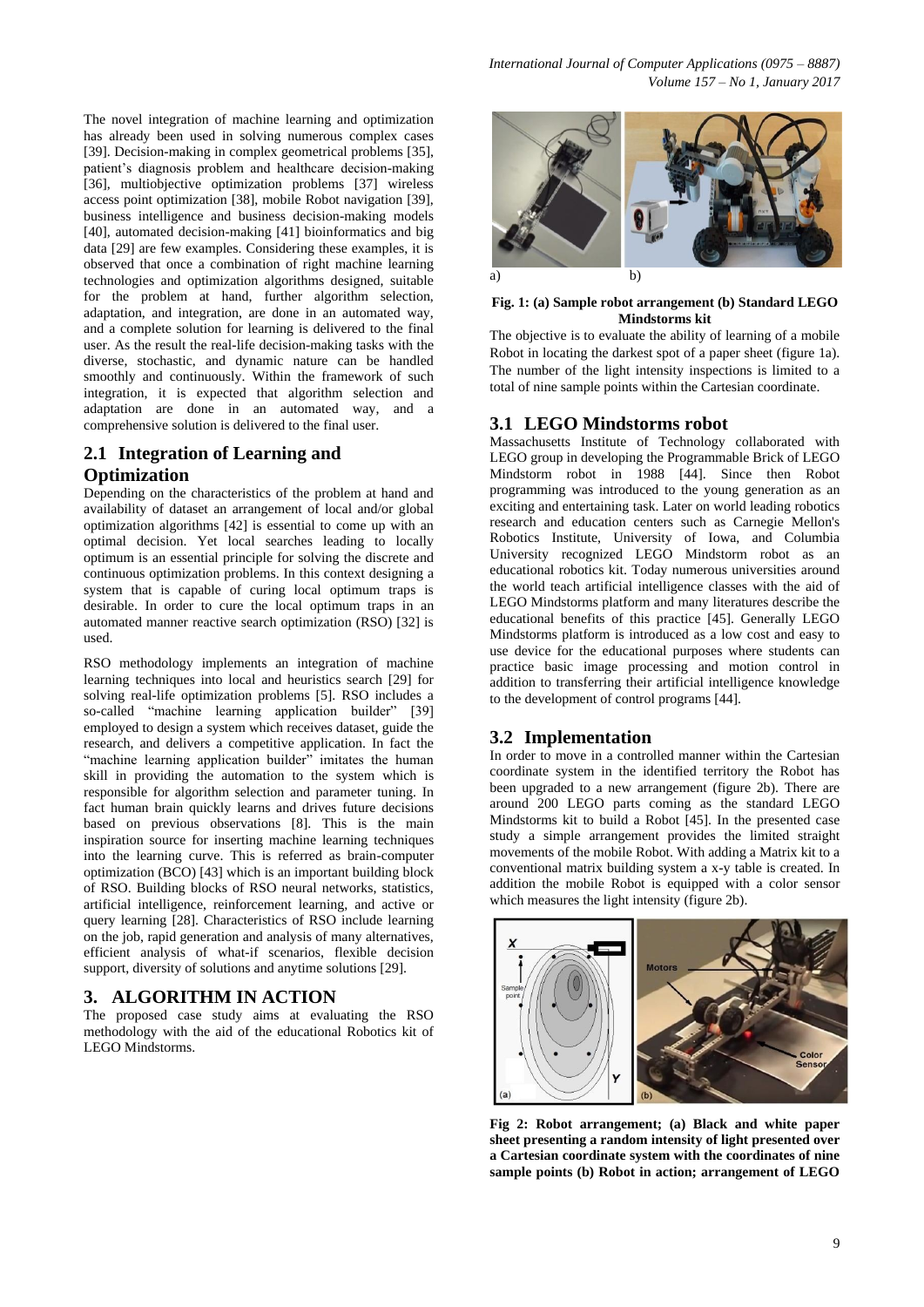The novel integration of machine learning and optimization has already been used in solving numerous complex cases [39]. Decision-making in complex geometrical problems [35], patient's diagnosis problem and healthcare decision-making [36], multiobjective optimization problems [37] wireless access point optimization [38], mobile Robot navigation [39], business intelligence and business decision-making models [40], automated decision-making [41] bioinformatics and big data [29] are few examples. Considering these examples, it is observed that once a combination of right machine learning technologies and optimization algorithms designed, suitable for the problem at hand, further algorithm selection, adaptation, and integration, are done in an automated way, and a complete solution for learning is delivered to the final user. As the result the real-life decision-making tasks with the diverse, stochastic, and dynamic nature can be handled smoothly and continuously. Within the framework of such integration, it is expected that algorithm selection and adaptation are done in an automated way, and a comprehensive solution is delivered to the final user.

## 2.1 Integration of Learning and Optimization

Depending on the characteristics of the problem at hand and availability of dataset an arrangement of local and/or global optimization algorithms [42] is essential to come up with an optimal decision. Yet local searches leading to locally optimum is an essential principle for solving the discrete and continuous optimization problems. In this context designing a system that is capable of curing local optimum traps is desirable. In order to cure the local optimum traps in an automated manner reactive search optimization (RSO) [32] is used.

RSO methodology implements an integration of machine learning techniques into local and heuristics search [29] for solving real-life optimization problems [5]. RSO includes a so-called "machine learning application builder" [39] employed to design a system which receives dataset, guide the research, and delivers a competitive application. In fact the "machine learning application builder" imitates the human skill in providing the automation to the system which is responsible for algorithm selection and parameter tuning. In fact human brain quickly learns and drives future decisions based on previous observations [8]. This is the main inspiration source for inserting machine learning techniques into the learning curve. This is referred as brain-computer optimization (BCO) [43] which is an important building block of RSO. Building blocks of RSO neural networks, statistics, artificial intelligence, reinforcement learning, and active or query learning [28]. Characteristics of RSO include learning on the job, rapid generation and analysis of many alternatives, efficient analysis of what-if scenarios, flexible decision support, diversity of solutions and anytime solutions [29].

# 3. ALGORITHM IN ACTION

The proposed case study aims at evaluating the RSO methodology with the aid of the educational Robotics kit of LEGO Mindstorms.

**Fig. 1: (a) Sample robot arrangement (b) Standard LEGO Mindstorms kit**

The objective is to evaluate the ability of learning of a mobile Robot in locating the darkest spot of a paper sheet (figure 1a). The number of the light intensity inspections is limited to a total of nine sample points within the Cartesian coordinate.

## 3.1 LEGO Mindstorms robot

Massachusetts Institute of Technology collaborated with LEGO group in developing the Programmable Brick of LEGO Mindstorm robot in 1988 [44]. Since then Robot programming was introduced to the young generation as an exciting and entertaining task. Later on world leading robotics research and education centers such as Carnegie Mellon's Robotics Institute, University of Iowa, and Columbia University recognized LEGO Mindstorm robot as an educational robotics kit. Today numerous universities around the world teach artificial intelligence classes with the aid of LEGO Mindstorms platform and many literatures describe the educational benefits of this practice [45]. Generally LEGO Mindstorms platform is introduced as a low cost and easy to use device for the educational purposes where students can practice basic image processing and motion control in addition to transferring their artificial intelligence knowledge to the development of control programs [44].

## 3.2 Implementation

In order to move in a controlled manner within the Cartesian coordinate system in the identified territory the Robot has been upgraded to a new arrangement (figure 2b). There are around 200 LEGO parts coming as the standard LEGO Mindstorms kit to build a Robot [45]. In the presented case study a simple arrangement provides the limited straight movements of the mobile Robot. With adding a Matrix kit to a conventional matrix building system a x-y table is created. In addition the mobile Robot is equipped with a color sensor which measures the light intensity (figure 2b).

**Fig 2: Robot arrangement; (a) Black and white paper sheet presenting a random intensity of light presented over a Cartesian coordinate system with the coordinates of nine sample points (b) Robot in action; arrangement of LEGO**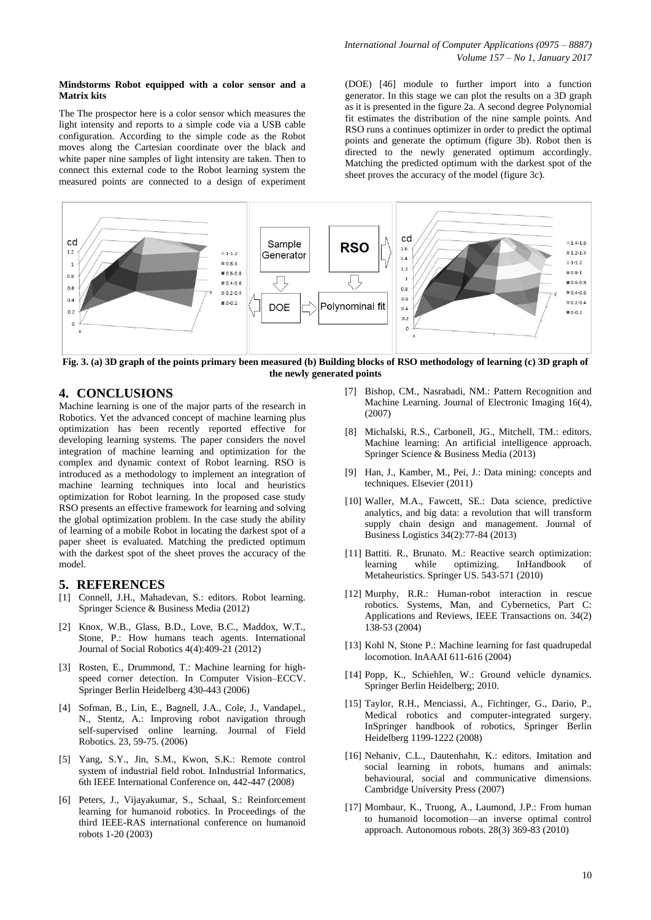**Mindstorms Robot equipped with a color sensor and a Matrix kits**

The The prospector here is a color sensor which measures the light intensity and reports to a simple code via a USB cable configuration. According to the simple code as the Robot moves along the Cartesian coordinate over the black and white paper nine samples of light intensity are taken. Then to connect this external code to the Robot learning system the measured points are connected to a design of experiment (DOE) [46] module to further import into a function generator. In this stage we can plot the results on a 3D graph as it is presented in the figure 2a. A second degree Polynomial fit estimates the distribution of the nine sample points. And RSO runs a continues optimizer in order to predict the optimal points and generate the optimum (figure 3b). Robot then is directed to the newly generated optimum accordingly. Matching the predicted optimum with the darkest spot of the sheet proves the accuracy of the model (figure 3c).

**Fig. 3. (a) 3D graph of the points primary been measured (b) Building blocks of RSO methodology of learning (c) 3D graph of the newly generated points**

## 4. CONCLUSIONS

Machine learning is one of the major parts of the research in Robotics. Yet the advanced concept of machine learning plus optimization has been recently reported effective for developing learning systems. The paper considers the novel integration of machine learning and optimization for the complex and dynamic context of Robot learning. RSO is introduced as a methodology to implement an integration of machine learning techniques into local and heuristics optimization for Robot learning. In the proposed case study RSO presents an effective framework for learning and solving the global optimization problem. In the case study the ability of learning of a mobile Robot in locating the darkest spot of a paper sheet is evaluated. Matching the predicted optimum with the darkest spot of the sheet proves the accuracy of the model.

## 5. REFERENCES

[1] Connell, J.H., Mahadevan, S.: editors. Robot learning. Springer Science & Business Media (2012)

[2] Knox, W.B., Glass, B.D., Love, B.C., Maddox, W.T., Stone, P.: How humans teach agents. International Journal of Social Robotics 4(4):409-21 (2012)

[3] Rosten, E., Drummond, T.: Machine learning for high-speed corner detection. In Computer Vision–ECCV. Springer Berlin Heidelberg 430-443 (2006)

[4] Sofman, B., Lin, E., Bagnell, J.A., Cole, J., Vandapel., N., Stentz, A.: Improving robot navigation through self-supervised online learning. Journal of Field Robotics. 23, 59-75. (2006)

[5] Yang, S.Y., Jin, S.M., Kwon, S.K.: Remote control system of industrial field robot. InIndustrial Informatics, 6th IEEE International Conference on, 442-447 (2008)

[6] Peters, J., Vijayakumar, S., Schaal, S.: Reinforcement learning for humanoid robotics. In Proceedings of the third IEEE-RAS international conference on humanoid robots 1-20 (2003)

[7] Bishop, CM., Nasrabadi, NM.: Pattern Recognition and Machine Learning. Journal of Electronic Imaging 16(4), (2007)

[8] Michalski, R.S., Carbonell, JG., Mitchell, TM.: editors. Machine learning: An artificial intelligence approach. Springer Science & Business Media (2013)

[9] Han, J., Kamber, M., Pei, J.: Data mining: concepts and techniques. Elsevier (2011)

[10] Waller, M.A., Fawcett, SE.: Data science, predictive analytics, and big data: a revolution that will transform supply chain design and management. Journal of Business Logistics 34(2):77-84 (2013)

[11] Battiti. R., Brunato. M.: Reactive search optimization: learning while optimizing. InHandbook of Metaheuristics. Springer US. 543-571 (2010)

[12] Murphy, R.R.: Human-robot interaction in rescue robotics. Systems, Man, and Cybernetics, Part C: Applications and Reviews, IEEE Transactions on. 34(2) 138-53 (2004)

[13] Kohl N, Stone P.: Machine learning for fast quadrupedal locomotion. InAAAI 611-616 (2004)

[14] Popp, K., Schiehlen, W.: Ground vehicle dynamics. Springer Berlin Heidelberg; 2010.

[15] Taylor, R.H., Menciassi, A., Fichtinger, G., Dario, P., Medical robotics and computer-integrated surgery. InSpringer handbook of robotics, Springer Berlin Heidelberg 1199-1222 (2008)

[16] Nehaniv, C.L., Dautenhahn, K.: editors. Imitation and social learning in robots, humans and animals: behavioural, social and communicative dimensions. Cambridge University Press (2007)

[17] Mombaur, K., Truong, A., Laumond, J.P.: From human to humanoid locomotion—an inverse optimal control approach. Autonomous robots. 28(3) 369-83 (2010)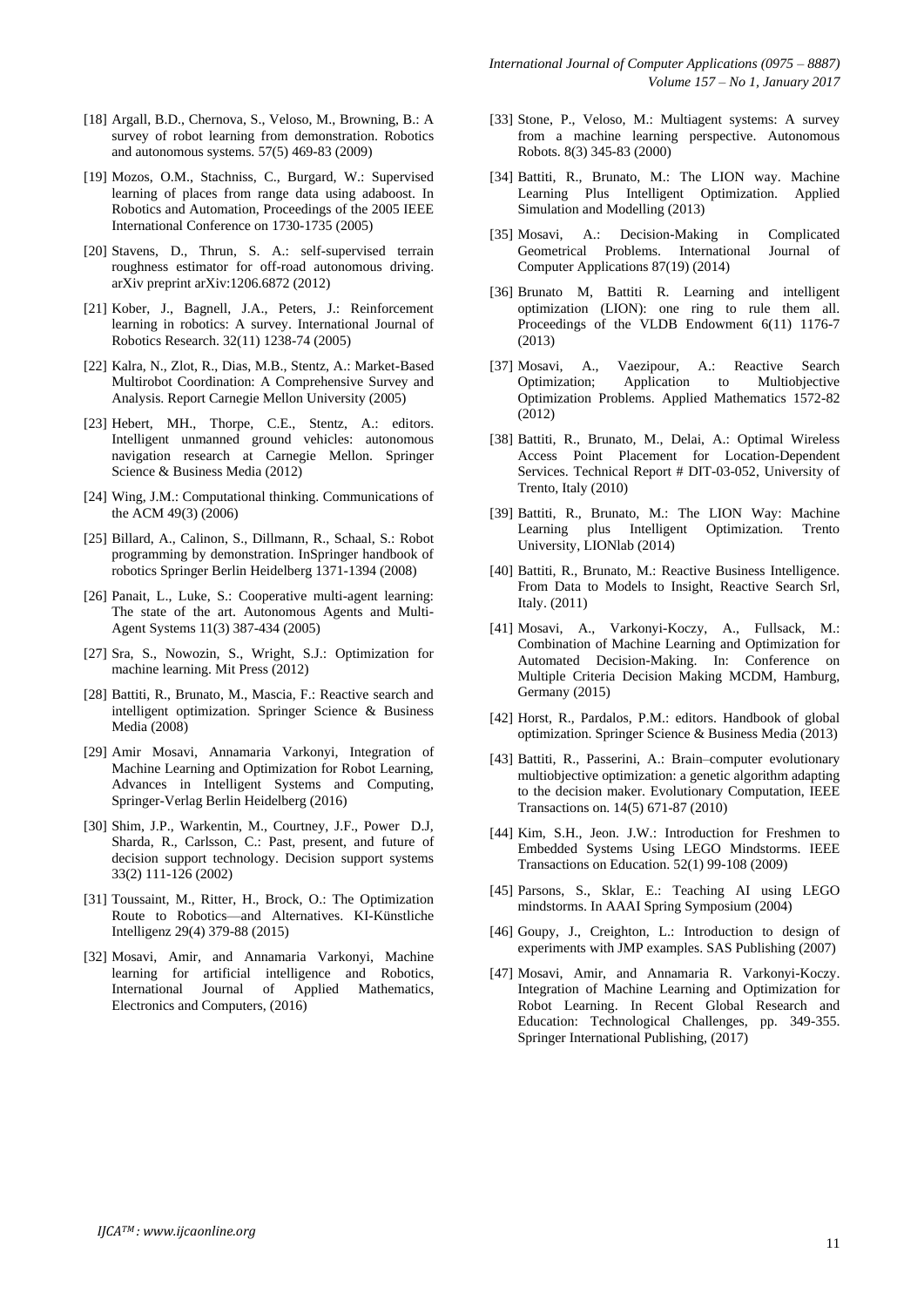[18] Argall, B.D., Chernova, S., Veloso, M., Browning, B.: A survey of robot learning from demonstration. Robotics and autonomous systems. 57(5) 469-83 (2009)

[19] Mozos, O.M., Stachniss, C., Burgard, W.: Supervised learning of places from range data using adaboost. In Robotics and Automation, Proceedings of the 2005 IEEE International Conference on 1730-1735 (2005)

[20] Stavens, D., Thrun, S. A.: self-supervised terrain roughness estimator for off-road autonomous driving. arXiv preprint arXiv:1206.6872 (2012)

[21] Kober, J., Bagnell, J.A., Peters, J.: Reinforcement learning in robotics: A survey. International Journal of Robotics Research. 32(11) 1238-74 (2005)

[22] Kalra, N., Zlot, R., Dias, M.B., Stentz, A.: Market-Based Multirobot Coordination: A Comprehensive Survey and Analysis. Report Carnegie Mellon University (2005)

[23] Hebert, MH., Thorpe, C.E., Stentz, A.: editors. Intelligent unmanned ground vehicles: autonomous navigation research at Carnegie Mellon. Springer Science & Business Media (2012)

[24] Wing, J.M.: Computational thinking. Communications of the ACM 49(3) (2006)

[25] Billard, A., Calinon, S., Dillmann, R., Schaal, S.: Robot programming by demonstration. InSpringer handbook of robotics Springer Berlin Heidelberg 1371-1394 (2008)

[26] Panait, L., Luke, S.: Cooperative multi-agent learning: The state of the art. Autonomous Agents and Multi-Agent Systems 11(3) 387-434 (2005)

[27] Sra, S., Nowozin, S., Wright, S.J.: Optimization for machine learning. Mit Press (2012)

[28] Battiti, R., Brunato, M., Mascia, F.: Reactive search and intelligent optimization. Springer Science & Business Media (2008)

[29] Amir Mosavi, Annamaria Varkonyi, Integration of Machine Learning and Optimization for Robot Learning, Advances in Intelligent Systems and Computing, Springer-Verlag Berlin Heidelberg (2016)

[30] Shim, J.P., Warkentin, M., Courtney, J.F., Power D.J, Sharda, R., Carlsson, C.: Past, present, and future of decision support technology. Decision support systems 33(2) 111-126 (2002)

[31] Toussaint, M., Ritter, H., Brock, O.: The Optimization Route to Robotics—and Alternatives. KI-Künstliche Intelligenz 29(4) 379-88 (2015)

[32] Mosavi, Amir, and Annamaria Varkonyi, Machine learning for artificial intelligence and Robotics, International Journal of Applied Mathematics, Electronics and Computers, (2016)

[33] Stone, P., Veloso, M.: Multiagent systems: A survey from a machine learning perspective. Autonomous Robots. 8(3) 345-83 (2000)

[34] Battiti, R., Brunato, M.: The LION way. Machine Learning Plus Intelligent Optimization. Applied Simulation and Modelling (2013)

[35] Mosavi, A.: Decision-Making in Complicated Geometrical Problems. International Journal of Computer Applications 87(19) (2014)

[36] Brunato M, Battiti R. Learning and intelligent optimization (LION): one ring to rule them all. Proceedings of the VLDB Endowment 6(11) 1176-7 (2013)

[37] Mosavi, A., Vaezipour, A.: Reactive Search Optimization; Application to Multiobjective Optimization Problems. Applied Mathematics 1572-82 (2012)

[38] Battiti, R., Brunato, M., Delai, A.: Optimal Wireless Access Point Placement for Location-Dependent Services. Technical Report # DIT-03-052, University of Trento, Italy (2010)

[39] Battiti, R., Brunato, M.: The LION Way: Machine Learning plus Intelligent Optimization. Trento University, LIONlab (2014)

[40] Battiti, R., Brunato, M.: Reactive Business Intelligence. From Data to Models to Insight, Reactive Search Srl, Italy. (2011)

[41] Mosavi, A., Varkonyi-Koczy, A., Fullsack, M.: Combination of Machine Learning and Optimization for Automated Decision-Making. In: Conference on Multiple Criteria Decision Making MCDM, Hamburg, Germany (2015)

[42] Horst, R., Pardalos, P.M.: editors. Handbook of global optimization. Springer Science & Business Media (2013)

[43] Battiti, R., Passerini, A.: Brain–computer evolutionary multiobjective optimization: a genetic algorithm adapting to the decision maker. Evolutionary Computation, IEEE Transactions on. 14(5) 671-87 (2010)

[44] Kim, S.H., Jeon. J.W.: Introduction for Freshmen to Embedded Systems Using LEGO Mindstorms. IEEE Transactions on Education. 52(1) 99-108 (2009)

[45] Parsons, S., Sklar, E.: Teaching AI using LEGO mindstorms. In AAAI Spring Symposium (2004)

[46] Goupy, J., Creighton, L.: Introduction to design of experiments with JMP examples. SAS Publishing (2007)

[47] Mosavi, Amir, and Annamaria R. Varkonyi-Koczy. Integration of Machine Learning and Optimization for Robot Learning. In Recent Global Research and Education: Technological Challenges, pp. 349-355. Springer International Publishing, (2017)